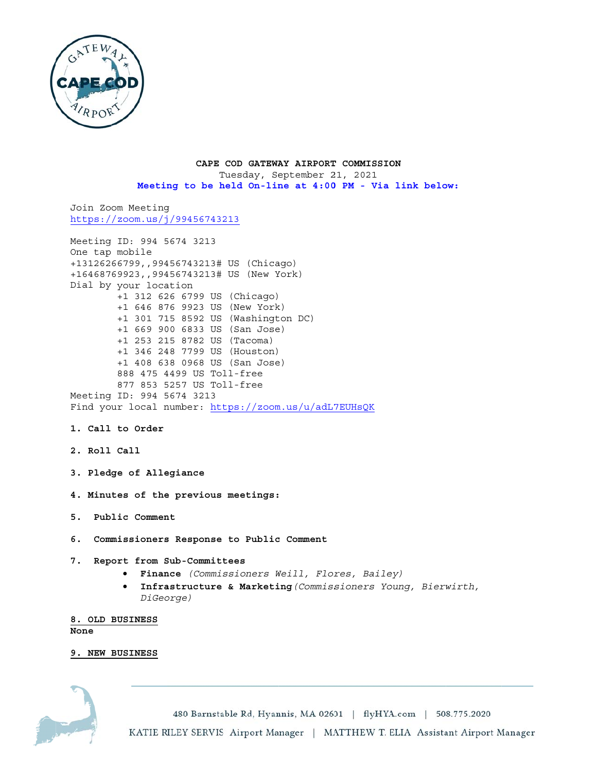**CAPE COD GATEWAY AIRPORT COMMISSION**
Tuesday, September 21, 2021
**Meeting to be held On-line at 4:00 PM - Via link below:**

Join Zoom Meeting
https://zoom.us/j/99456743213

Meeting ID: 994 5674 3213
One tap mobile
+13126266799,,99456743213# US (Chicago)
+16468769923,,99456743213# US (New York)
Dial by your location
+1 312 626 6799 US (Chicago)
+1 646 876 9923 US (New York)
+1 301 715 8592 US (Washington DC)
+1 669 900 6833 US (San Jose)
+1 253 215 8782 US (Tacoma)
+1 346 248 7799 US (Houston)
+1 408 638 0968 US (San Jose)
888 475 4499 US Toll-free
877 853 5257 US Toll-free
Meeting ID: 994 5674 3213
Find your local number: https://zoom.us/u/adL7EUHsQK

**1. Call to Order**

**2. Roll Call**

**3. Pledge of Allegiance**

**4. Minutes of the previous meetings:**

**5. Public Comment**

**6. Commissioners Response to Public Comment**

**7. Report from Sub-Committees**

- **Finance** *(Commissioners Weill, Flores, Bailey)*
- **Infrastructure & Marketing** *(Commissioners Young, Bierwirth, DiGeorge)*

**8. OLD BUSINESS**
**None**

**9. NEW BUSINESS**

480 Barnstable Rd, Hyannis, MA 02601 | flyHYA.com | 508.775.2020
KATIE RILEY SERVIS Airport Manager | MATTHEW T. ELIA Assistant Airport Manager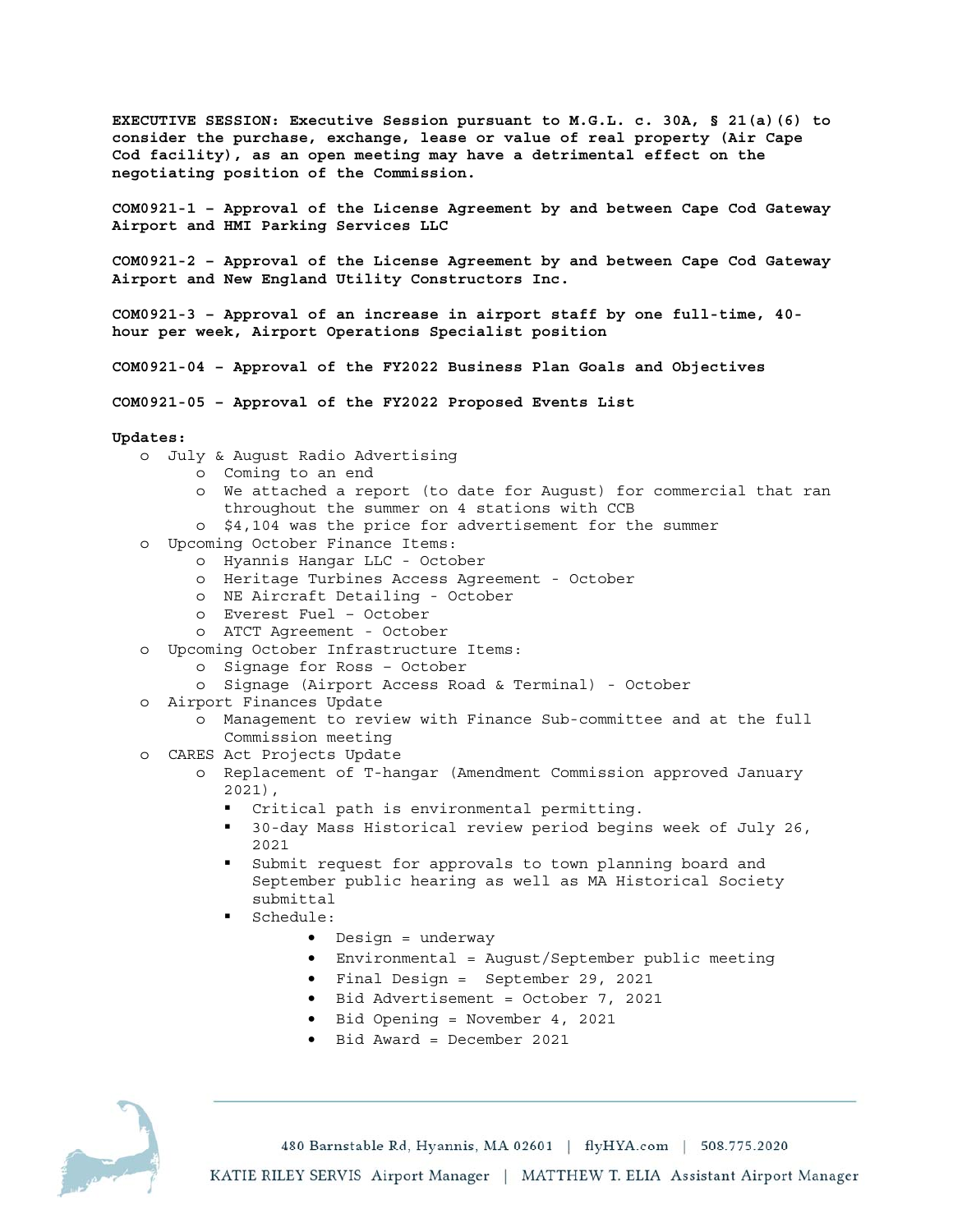**EXECUTIVE SESSION: Executive Session pursuant to M.G.L. c. 30A, § 21(a)(6) to consider the purchase, exchange, lease or value of real property (Air Cape Cod facility), as an open meeting may have a detrimental effect on the negotiating position of the Commission.**

**COM0921-1 – Approval of the License Agreement by and between Cape Cod Gateway Airport and HMI Parking Services LLC**

**COM0921-2 – Approval of the License Agreement by and between Cape Cod Gateway Airport and New England Utility Constructors Inc.**

**COM0921-3 – Approval of an increase in airport staff by one full-time, 40-hour per week, Airport Operations Specialist position**

**COM0921-04 – Approval of the FY2022 Business Plan Goals and Objectives**

**COM0921-05 – Approval of the FY2022 Proposed Events List**

**Updates:**

- July & August Radio Advertising
  - Coming to an end
  - We attached a report (to date for August) for commercial that ran throughout the summer on 4 stations with CCB
  - $4,104 was the price for advertisement for the summer
- Upcoming October Finance Items:
  - Hyannis Hangar LLC - October
  - Heritage Turbines Access Agreement - October
  - NE Aircraft Detailing - October
  - Everest Fuel – October
  - ATCT Agreement - October
- Upcoming October Infrastructure Items:
  - Signage for Ross – October
  - Signage (Airport Access Road & Terminal) - October
- Airport Finances Update
  - Management to review with Finance Sub-committee and at the full Commission meeting
- CARES Act Projects Update
  - Replacement of T-hangar (Amendment Commission approved January 2021),
    - Critical path is environmental permitting.
    - 30-day Mass Historical review period begins week of July 26, 2021
    - Submit request for approvals to town planning board and September public hearing as well as MA Historical Society submittal
    - Schedule:
      - Design = underway
      - Environmental = August/September public meeting
      - Final Design = September 29, 2021
      - Bid Advertisement = October 7, 2021
      - Bid Opening = November 4, 2021
      - Bid Award = December 2021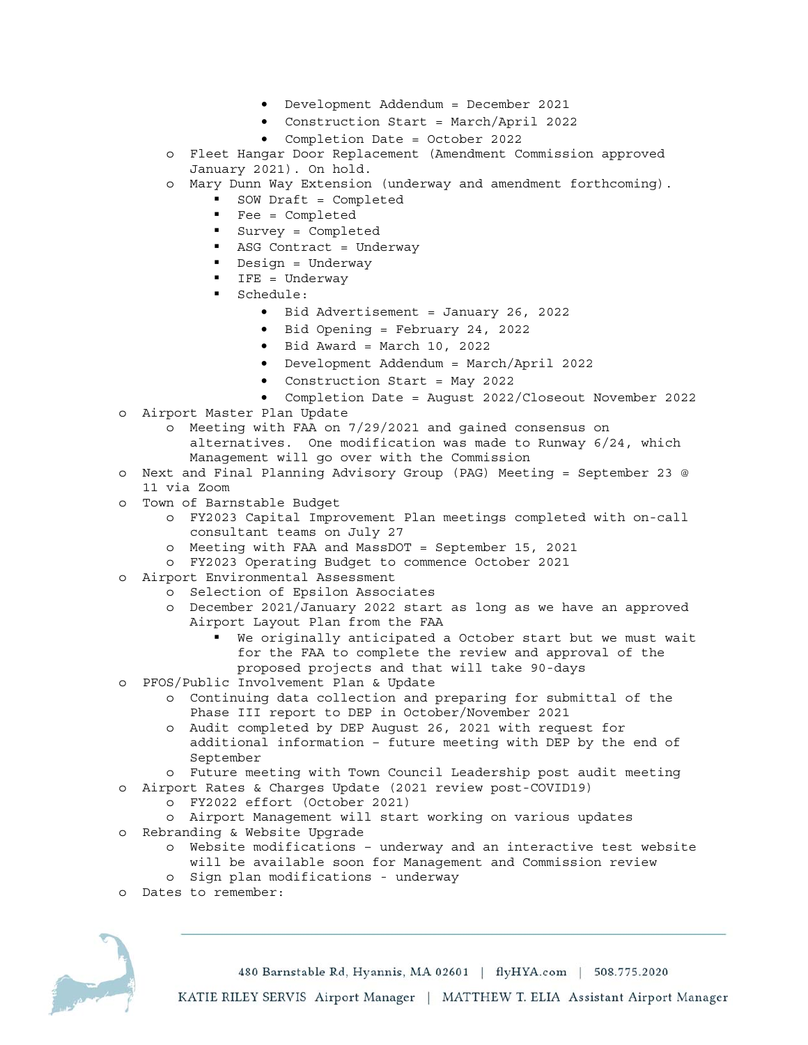- Development Addendum = December 2021
      - Construction Start = March/April 2022
      - Completion Date = October 2022
  - Fleet Hangar Door Replacement (Amendment Commission approved January 2021). On hold.
  - Mary Dunn Way Extension (underway and amendment forthcoming).
    - SOW Draft = Completed
    - Fee = Completed
    - Survey = Completed
    - ASG Contract = Underway
    - Design = Underway
    - IFE = Underway
    - Schedule:
      - Bid Advertisement = January 26, 2022
      - Bid Opening = February 24, 2022
      - Bid Award = March 10, 2022
      - Development Addendum = March/April 2022
      - Construction Start = May 2022
      - Completion Date = August 2022/Closeout November 2022
- Airport Master Plan Update
  - Meeting with FAA on 7/29/2021 and gained consensus on alternatives. One modification was made to Runway 6/24, which Management will go over with the Commission
- Next and Final Planning Advisory Group (PAG) Meeting = September 23 @ 11 via Zoom
- Town of Barnstable Budget
  - FY2023 Capital Improvement Plan meetings completed with on-call consultant teams on July 27
  - Meeting with FAA and MassDOT = September 15, 2021
  - FY2023 Operating Budget to commence October 2021
- Airport Environmental Assessment
  - Selection of Epsilon Associates
  - December 2021/January 2022 start as long as we have an approved Airport Layout Plan from the FAA
    - We originally anticipated a October start but we must wait for the FAA to complete the review and approval of the proposed projects and that will take 90-days
- PFOS/Public Involvement Plan & Update
  - Continuing data collection and preparing for submittal of the Phase III report to DEP in October/November 2021
  - Audit completed by DEP August 26, 2021 with request for additional information – future meeting with DEP by the end of September
  - Future meeting with Town Council Leadership post audit meeting
- Airport Rates & Charges Update (2021 review post-COVID19)
  - FY2022 effort (October 2021)
  - Airport Management will start working on various updates
- Rebranding & Website Upgrade
  - Website modifications – underway and an interactive test website will be available soon for Management and Commission review
  - Sign plan modifications - underway
- Dates to remember: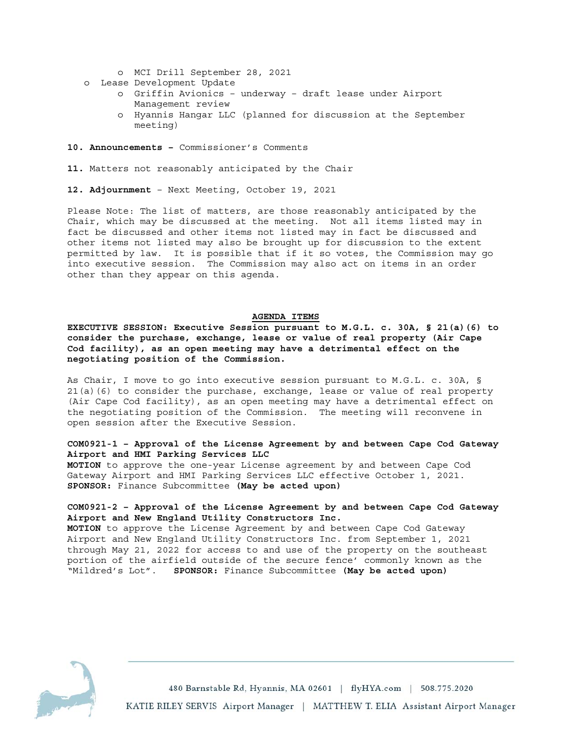- MCI Drill September 28, 2021
- Lease Development Update
  - Griffin Avionics – underway – draft lease under Airport Management review
  - Hyannis Hangar LLC (planned for discussion at the September meeting)

**10. Announcements –** Commissioner's Comments

**11.** Matters not reasonably anticipated by the Chair

**12. Adjournment** – Next Meeting, October 19, 2021

Please Note: The list of matters, are those reasonably anticipated by the Chair, which may be discussed at the meeting. Not all items listed may in fact be discussed and other items not listed may in fact be discussed and other items not listed may also be brought up for discussion to the extent permitted by law. It is possible that if it so votes, the Commission may go into executive session. The Commission may also act on items in an order other than they appear on this agenda.

## AGENDA ITEMS

**EXECUTIVE SESSION: Executive Session pursuant to M.G.L. c. 30A, § 21(a)(6) to consider the purchase, exchange, lease or value of real property (Air Cape Cod facility), as an open meeting may have a detrimental effect on the negotiating position of the Commission.**

As Chair, I move to go into executive session pursuant to M.G.L. c. 30A, § 21(a)(6) to consider the purchase, exchange, lease or value of real property (Air Cape Cod facility), as an open meeting may have a detrimental effect on the negotiating position of the Commission. The meeting will reconvene in open session after the Executive Session.

**COM0921-1 – Approval of the License Agreement by and between Cape Cod Gateway Airport and HMI Parking Services LLC**
**MOTION** to approve the one-year License agreement by and between Cape Cod Gateway Airport and HMI Parking Services LLC effective October 1, 2021. **SPONSOR:** Finance Subcommittee **(May be acted upon)**

**COM0921-2 – Approval of the License Agreement by and between Cape Cod Gateway Airport and New England Utility Constructors Inc.**
**MOTION** to approve the License Agreement by and between Cape Cod Gateway Airport and New England Utility Constructors Inc. from September 1, 2021 through May 21, 2022 for access to and use of the property on the southeast portion of the airfield outside of the secure fence' commonly known as the "Mildred's Lot". **SPONSOR:** Finance Subcommittee **(May be acted upon)**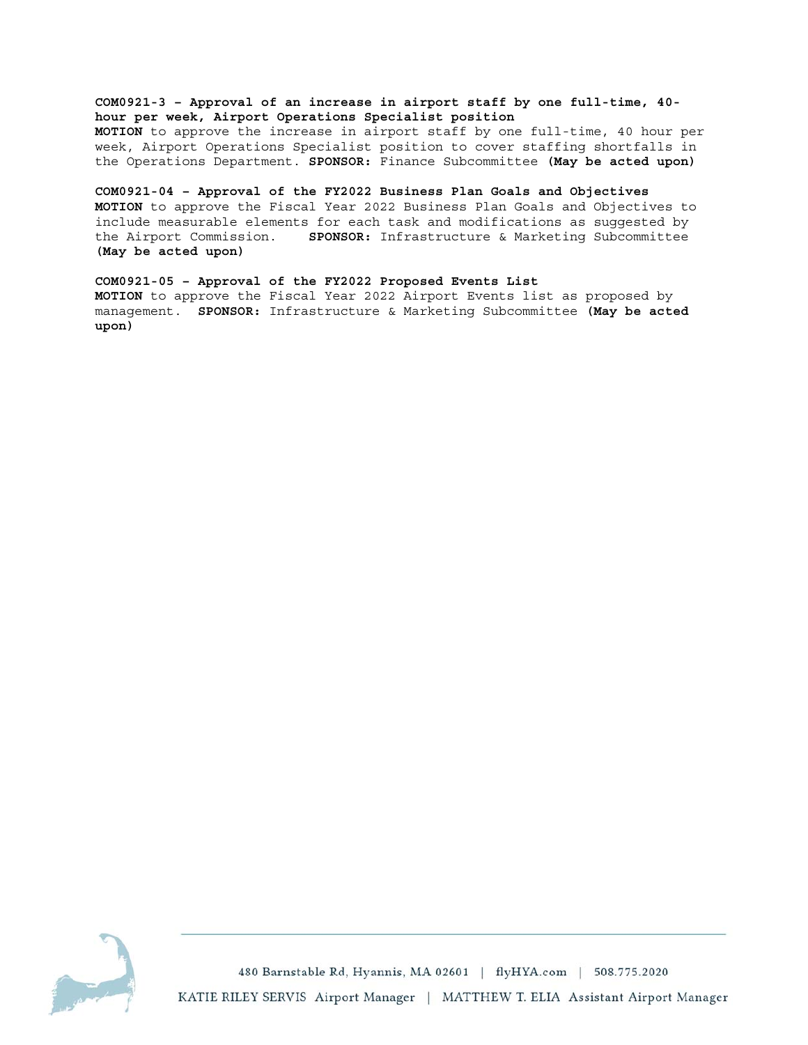**COM0921-3 – Approval of an increase in airport staff by one full-time, 40-hour per week, Airport Operations Specialist position**
**MOTION** to approve the increase in airport staff by one full-time, 40 hour per week, Airport Operations Specialist position to cover staffing shortfalls in the Operations Department. **SPONSOR:** Finance Subcommittee **(May be acted upon)**

**COM0921-04 – Approval of the FY2022 Business Plan Goals and Objectives**
**MOTION** to approve the Fiscal Year 2022 Business Plan Goals and Objectives to include measurable elements for each task and modifications as suggested by the Airport Commission. **SPONSOR:** Infrastructure & Marketing Subcommittee **(May be acted upon)**

**COM0921-05 – Approval of the FY2022 Proposed Events List**
**MOTION** to approve the Fiscal Year 2022 Airport Events list as proposed by management. **SPONSOR:** Infrastructure & Marketing Subcommittee **(May be acted upon)**